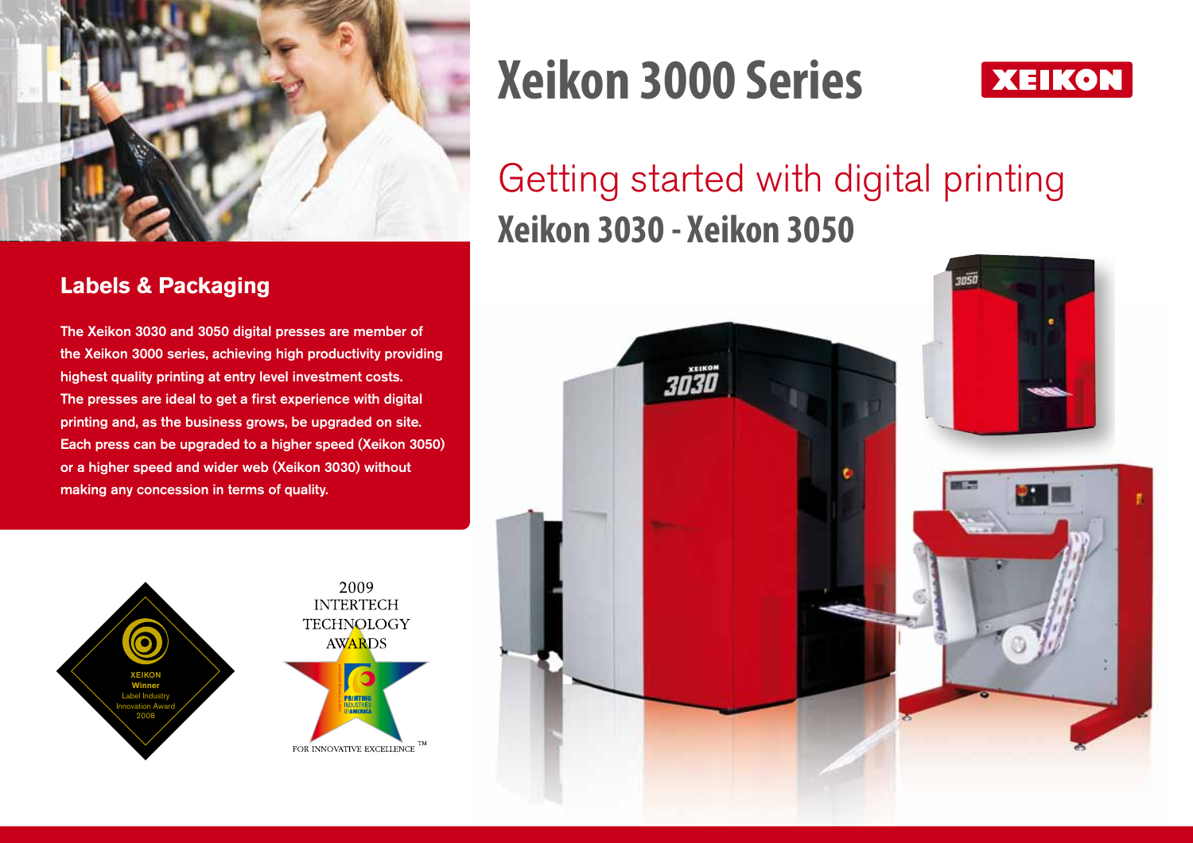# Xeikon 3000 Series

XEIKON

## Getting started with digital printing

## Xeikon 3030 - Xeikon 3050

### Labels & Packaging

**The Xeikon 3030 and 3050 digital presses are member of the Xeikon 3000 series, achieving high productivity providing highest quality printing at entry level investment costs. The presses are ideal to get a first experience with digital printing and, as the business grows, be upgraded on site. Each press can be upgraded to a higher speed (Xeikon 3050) or a higher speed and wider web (Xeikon 3030) without making any concession in terms of quality.**

XEIKON Winner Label Industry Innovation Award 2008

2009 INTERTECH TECHNOLOGY AWARDS

PRINTING INDUSTRIES OF AMERICA

FOR INNOVATIVE EXCELLENCE™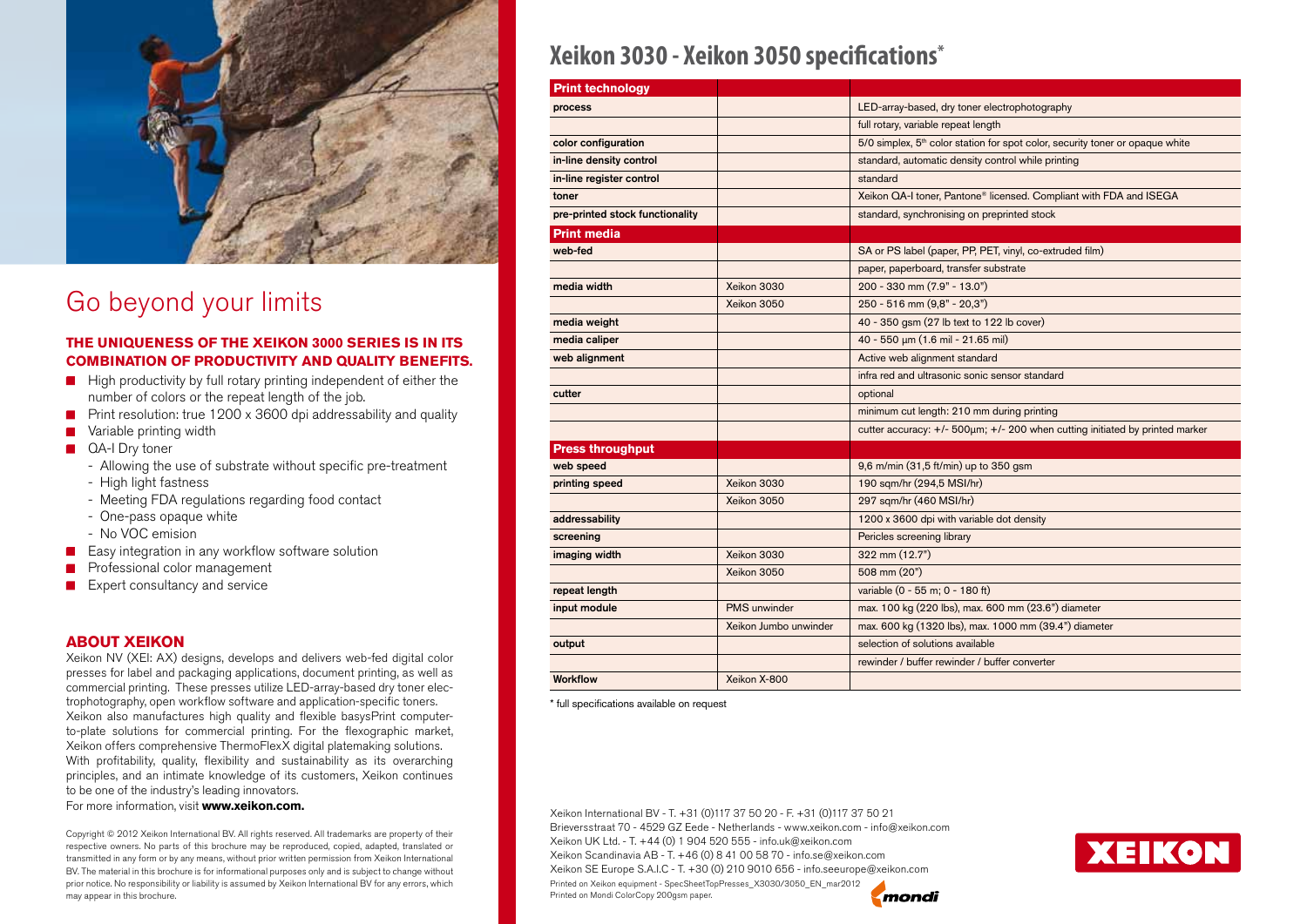# Go beyond your limits

**THE UNIQUENESS OF THE XEIKON 3000 SERIES IS IN ITS COMBINATION OF PRODUCTIVITY AND QUALITY BENEFITS.**

- High productivity by full rotary printing independent of either the number of colors or the repeat length of the job.
- Print resolution: true 1200 x 3600 dpi addressability and quality
- Variable printing width
- QA-I Dry toner
  - Allowing the use of substrate without specific pre-treatment
  - High light fastness
  - Meeting FDA regulations regarding food contact
  - One-pass opaque white
  - No VOC emision
- Easy integration in any workflow software solution
- Professional color management
- Expert consultancy and service

## ABOUT XEIKON

Xeikon NV (XEI: AX) designs, develops and delivers web-fed digital color presses for label and packaging applications, document printing, as well as commercial printing. These presses utilize LED-array-based dry toner electrophotography, open workflow software and application-specific toners. Xeikon also manufactures high quality and flexible basysPrint computer-to-plate solutions for commercial printing. For the flexographic market, Xeikon offers comprehensive ThermoFlexX digital platemaking solutions. With profitability, quality, flexibility and sustainability as its overarching principles, and an intimate knowledge of its customers, Xeikon continues to be one of the industry's leading innovators.
For more information, visit **www.xeikon.com.**

Copyright © 2012 Xeikon International BV. All rights reserved. All trademarks are property of their respective owners. No parts of this brochure may be reproduced, copied, adapted, translated or transmitted in any form or by any means, without prior written permission from Xeikon International BV. The material in this brochure is for informational purposes only and is subject to change without prior notice. No responsibility or liability is assumed by Xeikon International BV for any errors, which may appear in this brochure.

# Xeikon 3030 - Xeikon 3050 specifications*

| **Print technology** | | |
|---|---|---|
| process | | LED-array-based, dry toner electrophotography |
| | | full rotary, variable repeat length |
| color configuration | | 5/0 simplex, 5th color station for spot color, security toner or opaque white |
| in-line density control | | standard, automatic density control while printing |
| in-line register control | | standard |
| toner | | Xeikon QA-I toner, Pantone® licensed. Compliant with FDA and ISEGA |
| pre-printed stock functionality | | standard, synchronising on preprinted stock |
| **Print media** | | |
| web-fed | | SA or PS label (paper, PP, PET, vinyl, co-extruded film) |
| | | paper, paperboard, transfer substrate |
| media width | Xeikon 3030 | 200 - 330 mm (7.9" - 13.0") |
| | Xeikon 3050 | 250 - 516 mm (9,8" - 20,3") |
| media weight | | 40 - 350 gsm (27 lb text to 122 lb cover) |
| media caliper | | 40 - 550 µm (1.6 mil - 21.65 mil) |
| web alignment | | Active web alignment standard |
| | | infra red and ultrasonic sonic sensor standard |
| cutter | | optional |
| | | minimum cut length: 210 mm during printing |
| | | cutter accuracy: +/- 500µm; +/- 200 when cutting initiated by printed marker |
| **Press throughput** | | |
| web speed | | 9,6 m/min (31,5 ft/min) up to 350 gsm |
| printing speed | Xeikon 3030 | 190 sqm/hr (294,5 MSI/hr) |
| | Xeikon 3050 | 297 sqm/hr (460 MSI/hr) |
| addressability | | 1200 x 3600 dpi with variable dot density |
| screening | | Pericles screening library |
| imaging width | Xeikon 3030 | 322 mm (12.7") |
| | Xeikon 3050 | 508 mm (20") |
| repeat length | | variable (0 - 55 m; 0 - 180 ft) |
| input module | PMS unwinder | max. 100 kg (220 lbs), max. 600 mm (23.6") diameter |
| | Xeikon Jumbo unwinder | max. 600 kg (1320 lbs), max. 1000 mm (39.4") diameter |
| output | | selection of solutions available |
| | | rewinder / buffer rewinder / buffer converter |
| Workflow | Xeikon X-800 | |

\* full specifications available on request

Xeikon International BV - T. +31 (0)117 37 50 20 - F. +31 (0)117 37 50 21
Brieversstraat 70 - 4529 GZ Eede - Netherlands - www.xeikon.com - info@xeikon.com
Xeikon UK Ltd. - T. +44 (0) 1 904 520 555 - info.uk@xeikon.com
Xeikon Scandinavia AB - T. +46 (0) 8 41 00 58 70 - info.se@xeikon.com
Xeikon SE Europe S.A.I.C - T. +30 (0) 210 9010 656 - info.seeurope@xeikon.com
Printed on Xeikon equipment - SpecSheetTopPresses_X3030/3050_EN_mar2012
Printed on Mondi ColorCopy 200gsm paper.